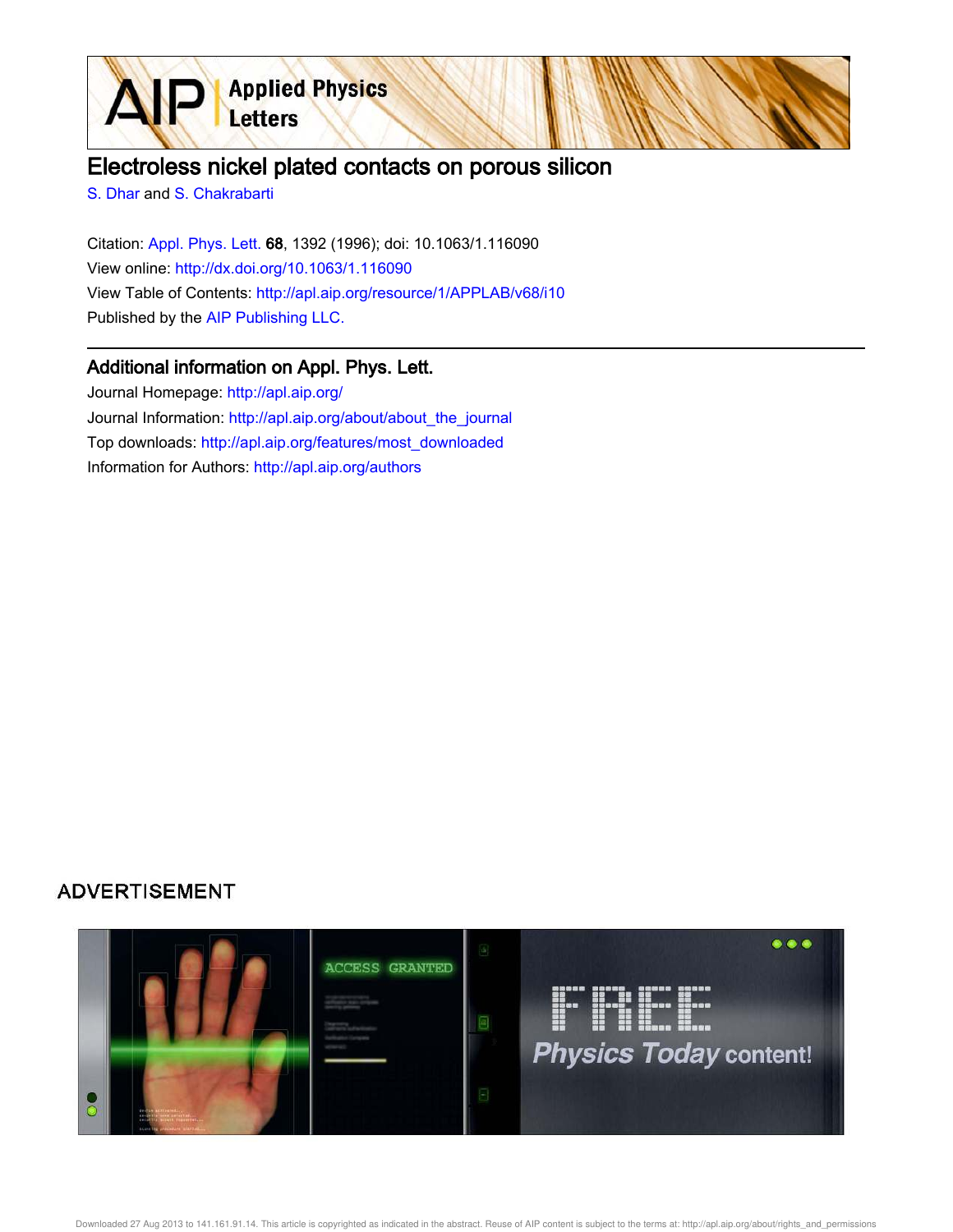# Electroless nickel plated contacts on porous silicon

S. Dhar and S. Chakrabarti

Citation: Appl. Phys. Lett. **68**, 1392 (1996); doi: 10.1063/1.116090

View online: http://dx.doi.org/10.1063/1.116090

View Table of Contents: http://apl.aip.org/resource/1/APPLAB/v68/i10

Published by the AIP Publishing LLC.

## Additional information on Appl. Phys. Lett.

Journal Homepage: http://apl.aip.org/

Journal Information: http://apl.aip.org/about/about_the_journal

Top downloads: http://apl.aip.org/features/most_downloaded

Information for Authors: http://apl.aip.org/authors

ADVERTISEMENT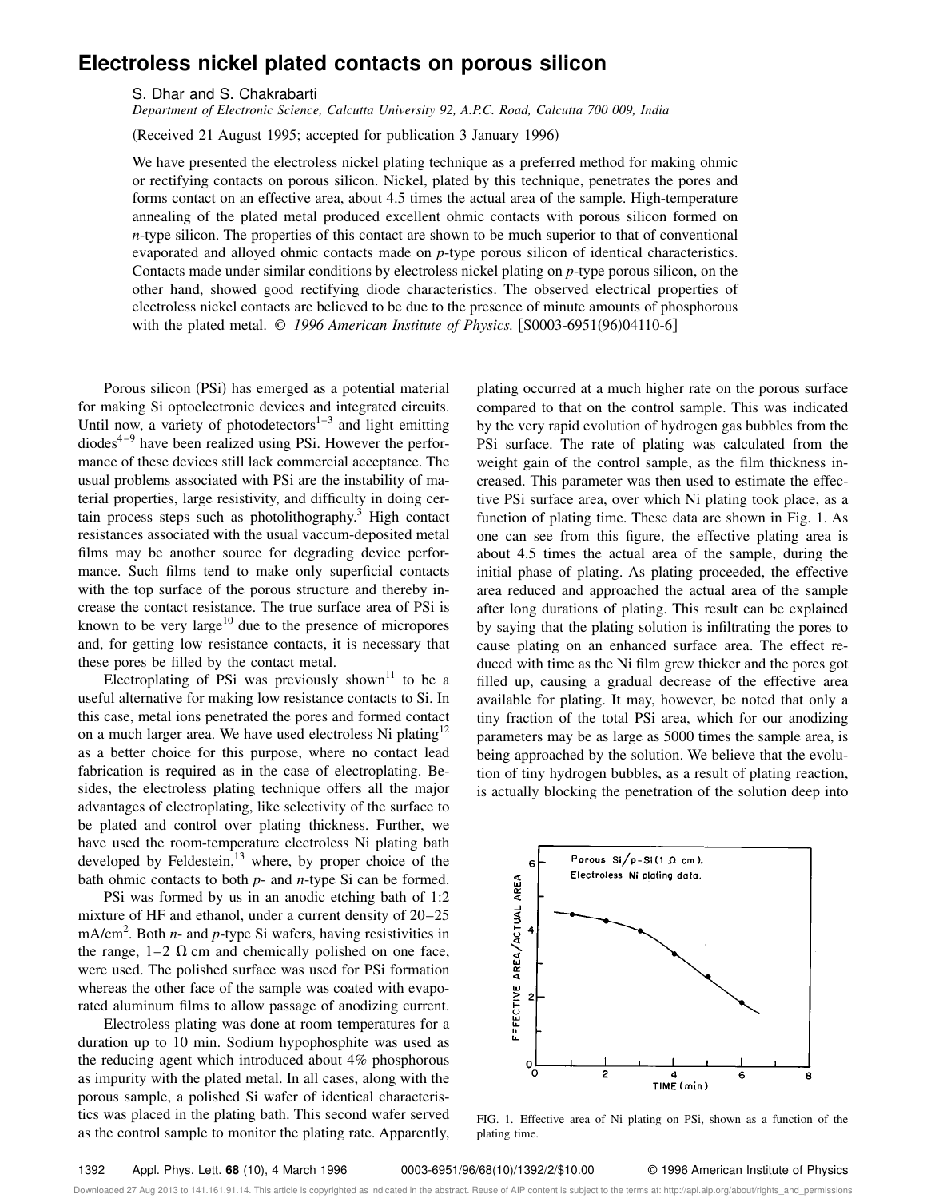# Electroless nickel plated contacts on porous silicon

S. Dhar and S. Chakrabarti

*Department of Electronic Science, Calcutta University 92, A.P.C. Road, Calcutta 700 009, India*

(Received 21 August 1995; accepted for publication 3 January 1996)

We have presented the electroless nickel plating technique as a preferred method for making ohmic or rectifying contacts on porous silicon. Nickel, plated by this technique, penetrates the pores and forms contact on an effective area, about 4.5 times the actual area of the sample. High-temperature annealing of the plated metal produced excellent ohmic contacts with porous silicon formed on *n*-type silicon. The properties of this contact are shown to be much superior to that of conventional evaporated and alloyed ohmic contacts made on *p*-type porous silicon of identical characteristics. Contacts made under similar conditions by electroless nickel plating on *p*-type porous silicon, on the other hand, showed good rectifying diode characteristics. The observed electrical properties of electroless nickel contacts are believed to be due to the presence of minute amounts of phosphorous with the plated metal. © *1996 American Institute of Physics.* [S0003-6951(96)04110-6]

Porous silicon (PSi) has emerged as a potential material for making Si optoelectronic devices and integrated circuits. Until now, a variety of photodetectors[1–3] and light emitting diodes[4–9] have been realized using PSi. However the performance of these devices still lack commercial acceptance. The usual problems associated with PSi are the instability of material properties, large resistivity, and difficulty in doing certain process steps such as photolithography.[3] High contact resistances associated with the usual vaccum-deposited metal films may be another source for degrading device performance. Such films tend to make only superficial contacts with the top surface of the porous structure and thereby increase the contact resistance. The true surface area of PSi is known to be very large[10] due to the presence of micropores and, for getting low resistance contacts, it is necessary that these pores be filled by the contact metal.

Electroplating of PSi was previously shown[11] to be a useful alternative for making low resistance contacts to Si. In this case, metal ions penetrated the pores and formed contact on a much larger area. We have used electroless Ni plating[12] as a better choice for this purpose, where no contact lead fabrication is required as in the case of electroplating. Besides, the electroless plating technique offers all the major advantages of electroplating, like selectivity of the surface to be plated and control over plating thickness. Further, we have used the room-temperature electroless Ni plating bath developed by Feldestein,[13] where, by proper choice of the bath ohmic contacts to both *p*- and *n*-type Si can be formed.

PSi was formed by us in an anodic etching bath of 1:2 mixture of HF and ethanol, under a current density of 20–25 $mA/cm^2$. Both *n*- and *p*-type Si wafers, having resistivities in the range, 1–2 $\Omega$ cm and chemically polished on one face, were used. The polished surface was used for PSi formation whereas the other face of the sample was coated with evaporated aluminum films to allow passage of anodizing current.

Electroless plating was done at room temperatures for a duration up to 10 min. Sodium hypophosphite was used as the reducing agent which introduced about 4% phosphorous as impurity with the plated metal. In all cases, along with the porous sample, a polished Si wafer of identical characteristics was placed in the plating bath. This second wafer served as the control sample to monitor the plating rate. Apparently, plating occurred at a much higher rate on the porous surface compared to that on the control sample. This was indicated by the very rapid evolution of hydrogen gas bubbles from the PSi surface. The rate of plating was calculated from the weight gain of the control sample, as the film thickness increased. This parameter was then used to estimate the effective PSi surface area, over which Ni plating took place, as a function of plating time. These data are shown in Fig. 1. As one can see from this figure, the effective plating area is about 4.5 times the actual area of the sample, during the initial phase of plating. As plating proceeded, the effective area reduced and approached the actual area of the sample after long durations of plating. This result can be explained by saying that the plating solution is infiltrating the pores to cause plating on an enhanced surface area. The effect reduced with time as the Ni film grew thicker and the pores got filled up, causing a gradual decrease of the effective area available for plating. It may, however, be noted that only a tiny fraction of the total PSi area, which for our anodizing parameters may be as large as 5000 times the sample area, is being approached by the solution. We believe that the evolution of tiny hydrogen bubbles, as a result of plating reaction, is actually blocking the penetration of the solution deep into

FIG. 1. Effective area of Ni plating on PSi, shown as a function of the plating time.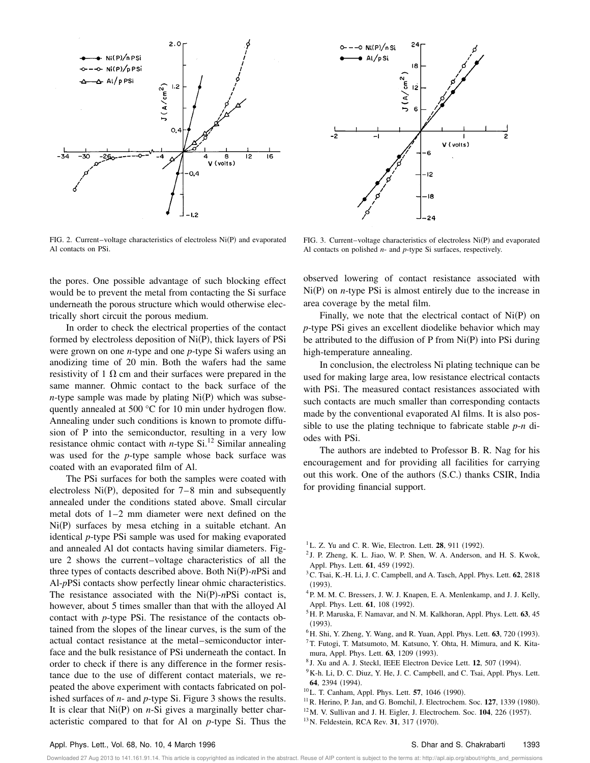2.0

Ni(P)/n PSi

Ni(P)/p PSi

Al/p PSi

1.2

J (A/cm$^2$)

0.4

-34 -30 -26 -4 4 8 12 16

V (volts)

-0.4

-1.2

FIG. 2. Current–voltage characteristics of electroless Ni(P) and evaporated Al contacts on PSi.

Ni(P)/n Si

Al/p Si

24

18

12

6

J (A/cm$^2$)

-2 -1 1 2

V (volts)

-6

-12

-18

-24

FIG. 3. Current–voltage characteristics of electroless Ni(P) and evaporated Al contacts on polished *n*- and *p*-type Si surfaces, respectively.

the pores. One possible advantage of such blocking effect would be to prevent the metal from contacting the Si surface underneath the porous structure which would otherwise electrically short circuit the porous medium.

In order to check the electrical properties of the contact formed by electroless deposition of Ni(P), thick layers of PSi were grown on one *n*-type and one *p*-type Si wafers using an anodizing time of 20 min. Both the wafers had the same resistivity of 1 Ω cm and their surfaces were prepared in the same manner. Ohmic contact to the back surface of the *n*-type sample was made by plating Ni(P) which was subsequently annealed at 500 °C for 10 min under hydrogen flow. Annealing under such conditions is known to promote diffusion of P into the semiconductor, resulting in a very low resistance ohmic contact with *n*-type Si.[12] Similar annealing was used for the *p*-type sample whose back surface was coated with an evaporated film of Al.

The PSi surfaces for both the samples were coated with electroless Ni(P), deposited for 7–8 min and subsequently annealed under the conditions stated above. Small circular metal dots of 1–2 mm diameter were next defined on the Ni(P) surfaces by mesa etching in a suitable etchant. An identical *p*-type PSi sample was used for making evaporated and annealed Al dot contacts having similar diameters. Figure 2 shows the current–voltage characteristics of all the three types of contacts described above. Both Ni(P)-*n*PSi and Al-*p*PSi contacts show perfectly linear ohmic characteristics. The resistance associated with the Ni(P)-*n*PSi contact is, however, about 5 times smaller than that with the alloyed Al contact with *p*-type PSi. The resistance of the contacts obtained from the slopes of the linear curves, is the sum of the actual contact resistance at the metal–semiconductor interface and the bulk resistance of PSi underneath the contact. In order to check if there is any difference in the former resistance due to the use of different contact materials, we repeated the above experiment with contacts fabricated on polished surfaces of *n*- and *p*-type Si. Figure 3 shows the results. It is clear that Ni(P) on *n*-Si gives a marginally better characteristic compared to that for Al on *p*-type Si. Thus the observed lowering of contact resistance associated with Ni(P) on *n*-type PSi is almost entirely due to the increase in area coverage by the metal film.

Finally, we note that the electrical contact of Ni(P) on *p*-type PSi gives an excellent diodelike behavior which may be attributed to the diffusion of P from Ni(P) into PSi during high-temperature annealing.

In conclusion, the electroless Ni plating technique can be used for making large area, low resistance electrical contacts with PSi. The measured contact resistances associated with such contacts are much smaller than corresponding contacts made by the conventional evaporated Al films. It is also possible to use the plating technique to fabricate stable *p*-*n* diodes with PSi.

The authors are indebted to Professor B. R. Nag for his encouragement and for providing all facilities for carrying out this work. One of the authors (S.C.) thanks CSIR, India for providing financial support.

[1] L. Z. Yu and C. R. Wie, Electron. Lett. **28**, 911 (1992).
[2] J. P. Zheng, K. L. Jiao, W. P. Shen, W. A. Anderson, and H. S. Kwok, Appl. Phys. Lett. **61**, 459 (1992).
[3] C. Tsai, K.-H. Li, J. C. Campbell, and A. Tasch, Appl. Phys. Lett. **62**, 2818 (1993).
[4] P. M. M. C. Bressers, J. W. J. Knapen, E. A. Menlenkamp, and J. J. Kelly, Appl. Phys. Lett. **61**, 108 (1992).
[5] H. P. Maruska, F. Namavar, and N. M. Kalkhoran, Appl. Phys. Lett. **63**, 45 (1993).
[6] H. Shi, Y. Zheng, Y. Wang, and R. Yuan, Appl. Phys. Lett. **63**, 720 (1993).
[7] T. Futogi, T. Matsumoto, M. Katsuno, Y. Ohta, H. Mimura, and K. Kitamura, Appl. Phys. Lett. **63**, 1209 (1993).
[8] J. Xu and A. J. Steckl, IEEE Electron Device Lett. **12**, 507 (1994).
[9] K-h. Li, D. C. Diuz, Y. He, J. C. Campbell, and C. Tsai, Appl. Phys. Lett. **64**, 2394 (1994).
[10] L. T. Canham, Appl. Phys. Lett. **57**, 1046 (1990).
[11] R. Herino, P. Jan, and G. Bomchil, J. Electrochem. Soc. **127**, 1339 (1980).
[12] M. V. Sullivan and J. H. Eigler, J. Electrochem. Soc. **104**, 226 (1957).
[13] N. Feldestein, RCA Rev. **31**, 317 (1970).